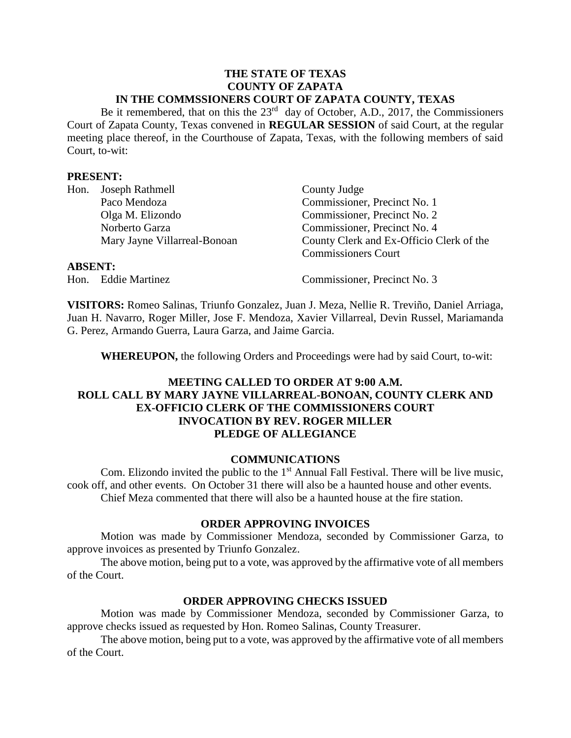**THE STATE OF TEXAS**
**COUNTY OF ZAPATA**
**IN THE COMMSSIONERS COURT OF ZAPATA COUNTY, TEXAS**

Be it remembered, that on this the 23rd day of October, A.D., 2017, the Commissioners Court of Zapata County, Texas convened in **REGULAR SESSION** of said Court, at the regular meeting place thereof, in the Courthouse of Zapata, Texas, with the following members of said Court, to-wit:

**PRESENT:**

| | | |
|---|---|---|
| Hon. | Joseph Rathmell | County Judge |
| | Paco Mendoza | Commissioner, Precinct No. 1 |
| | Olga M. Elizondo | Commissioner, Precinct No. 2 |
| | Norberto Garza | Commissioner, Precinct No. 4 |
| | Mary Jayne Villarreal-Bonoan | County Clerk and Ex-Officio Clerk of the Commissioners Court |

**ABSENT:**

| | | |
|---|---|---|
| Hon. | Eddie Martinez | Commissioner, Precinct No. 3 |

**VISITORS:** Romeo Salinas, Triunfo Gonzalez, Juan J. Meza, Nellie R. Treviño, Daniel Arriaga, Juan H. Navarro, Roger Miller, Jose F. Mendoza, Xavier Villarreal, Devin Russel, Mariamanda G. Perez, Armando Guerra, Laura Garza, and Jaime Garcia.

**WHEREUPON,** the following Orders and Proceedings were had by said Court, to-wit:

**MEETING CALLED TO ORDER AT 9:00 A.M.**
**ROLL CALL BY MARY JAYNE VILLARREAL-BONOAN, COUNTY CLERK AND EX-OFFICIO CLERK OF THE COMMISSIONERS COURT**
**INVOCATION BY REV. ROGER MILLER**
**PLEDGE OF ALLEGIANCE**

## COMMUNICATIONS

Com. Elizondo invited the public to the 1st Annual Fall Festival. There will be live music, cook off, and other events. On October 31 there will also be a haunted house and other events.

Chief Meza commented that there will also be a haunted house at the fire station.

## ORDER APPROVING INVOICES

Motion was made by Commissioner Mendoza, seconded by Commissioner Garza, to approve invoices as presented by Triunfo Gonzalez.

The above motion, being put to a vote, was approved by the affirmative vote of all members of the Court.

## ORDER APPROVING CHECKS ISSUED

Motion was made by Commissioner Mendoza, seconded by Commissioner Garza, to approve checks issued as requested by Hon. Romeo Salinas, County Treasurer.

The above motion, being put to a vote, was approved by the affirmative vote of all members of the Court.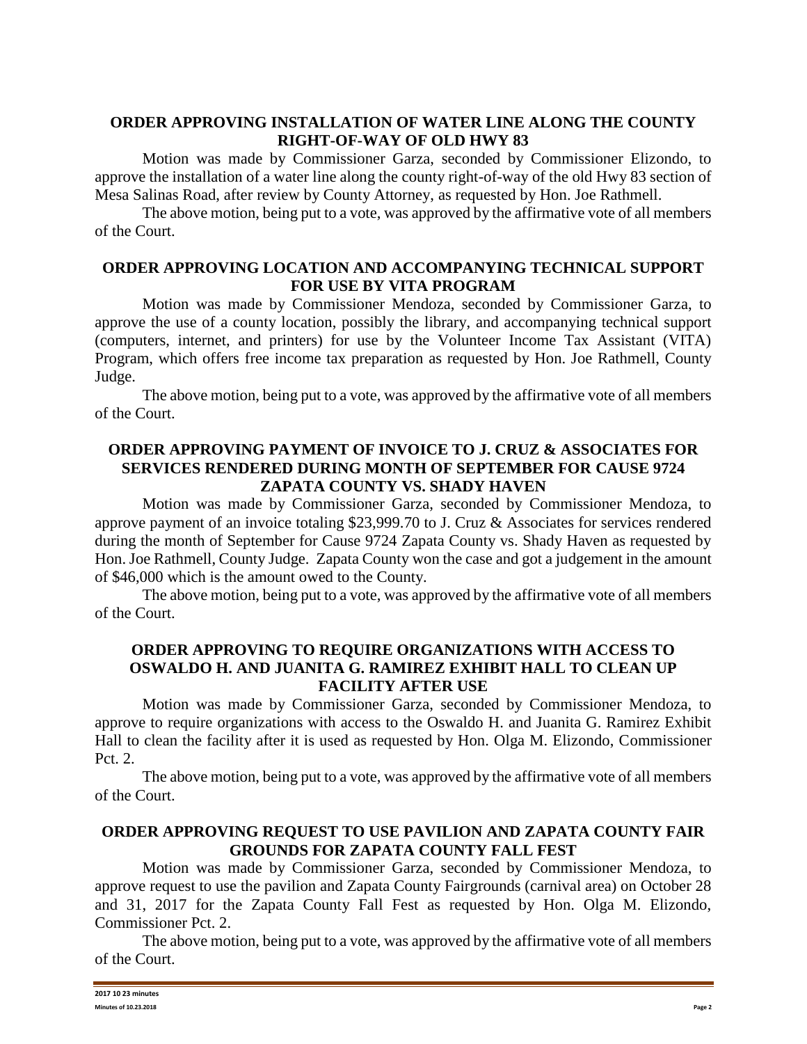## ORDER APPROVING INSTALLATION OF WATER LINE ALONG THE COUNTY RIGHT-OF-WAY OF OLD HWY 83

Motion was made by Commissioner Garza, seconded by Commissioner Elizondo, to approve the installation of a water line along the county right-of-way of the old Hwy 83 section of Mesa Salinas Road, after review by County Attorney, as requested by Hon. Joe Rathmell.

The above motion, being put to a vote, was approved by the affirmative vote of all members of the Court.

## ORDER APPROVING LOCATION AND ACCOMPANYING TECHNICAL SUPPORT FOR USE BY VITA PROGRAM

Motion was made by Commissioner Mendoza, seconded by Commissioner Garza, to approve the use of a county location, possibly the library, and accompanying technical support (computers, internet, and printers) for use by the Volunteer Income Tax Assistant (VITA) Program, which offers free income tax preparation as requested by Hon. Joe Rathmell, County Judge.

The above motion, being put to a vote, was approved by the affirmative vote of all members of the Court.

## ORDER APPROVING PAYMENT OF INVOICE TO J. CRUZ & ASSOCIATES FOR SERVICES RENDERED DURING MONTH OF SEPTEMBER FOR CAUSE 9724 ZAPATA COUNTY VS. SHADY HAVEN

Motion was made by Commissioner Garza, seconded by Commissioner Mendoza, to approve payment of an invoice totaling $23,999.70 to J. Cruz & Associates for services rendered during the month of September for Cause 9724 Zapata County vs. Shady Haven as requested by Hon. Joe Rathmell, County Judge. Zapata County won the case and got a judgement in the amount of $46,000 which is the amount owed to the County.

The above motion, being put to a vote, was approved by the affirmative vote of all members of the Court.

## ORDER APPROVING TO REQUIRE ORGANIZATIONS WITH ACCESS TO OSWALDO H. AND JUANITA G. RAMIREZ EXHIBIT HALL TO CLEAN UP FACILITY AFTER USE

Motion was made by Commissioner Garza, seconded by Commissioner Mendoza, to approve to require organizations with access to the Oswaldo H. and Juanita G. Ramirez Exhibit Hall to clean the facility after it is used as requested by Hon. Olga M. Elizondo, Commissioner Pct. 2.

The above motion, being put to a vote, was approved by the affirmative vote of all members of the Court.

## ORDER APPROVING REQUEST TO USE PAVILION AND ZAPATA COUNTY FAIR GROUNDS FOR ZAPATA COUNTY FALL FEST

Motion was made by Commissioner Garza, seconded by Commissioner Mendoza, to approve request to use the pavilion and Zapata County Fairgrounds (carnival area) on October 28 and 31, 2017 for the Zapata County Fall Fest as requested by Hon. Olga M. Elizondo, Commissioner Pct. 2.

The above motion, being put to a vote, was approved by the affirmative vote of all members of the Court.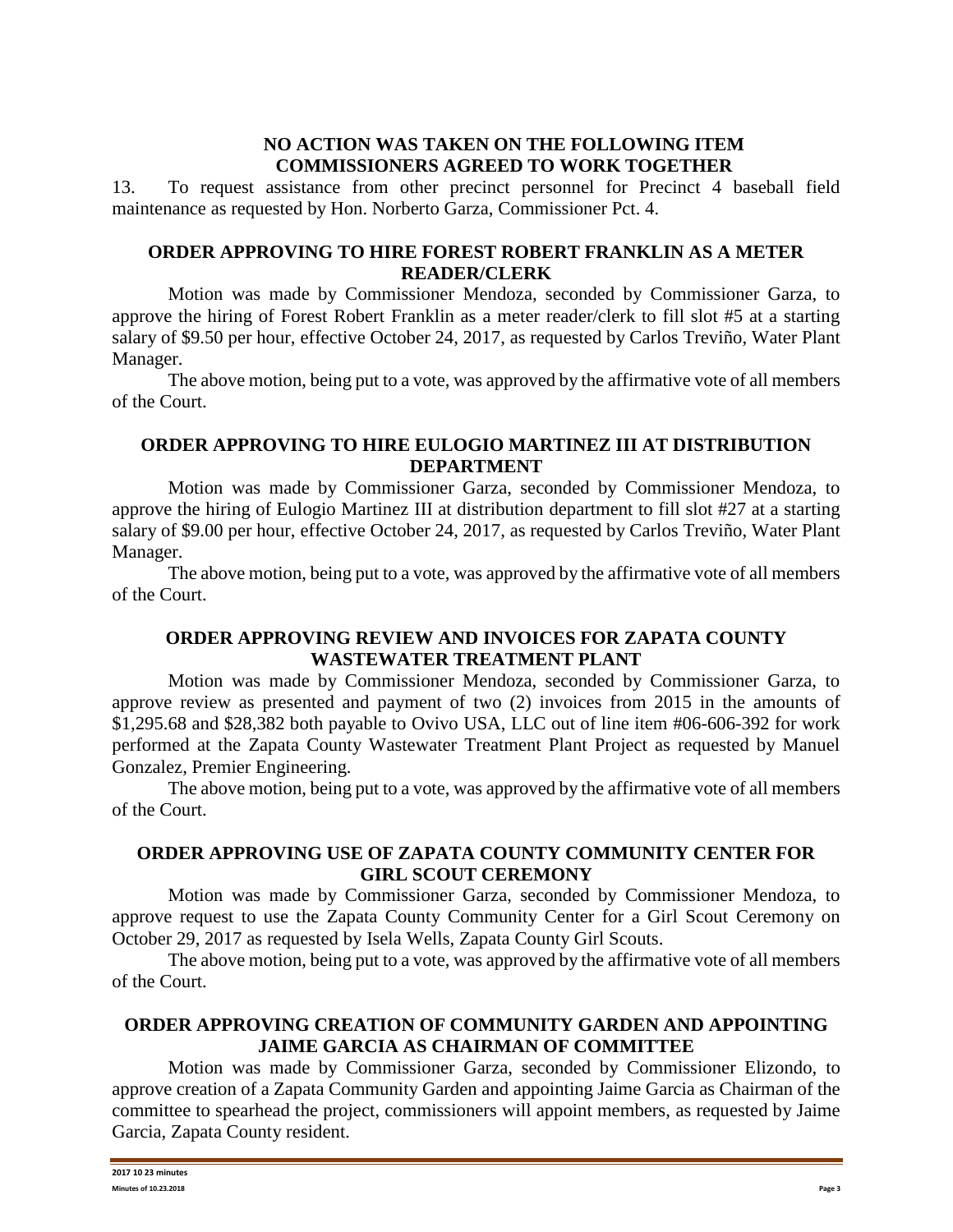**NO ACTION WAS TAKEN ON THE FOLLOWING ITEM**
**COMMISSIONERS AGREED TO WORK TOGETHER**

13. To request assistance from other precinct personnel for Precinct 4 baseball field maintenance as requested by Hon. Norberto Garza, Commissioner Pct. 4.

**ORDER APPROVING TO HIRE FOREST ROBERT FRANKLIN AS A METER READER/CLERK**

Motion was made by Commissioner Mendoza, seconded by Commissioner Garza, to approve the hiring of Forest Robert Franklin as a meter reader/clerk to fill slot #5 at a starting salary of $9.50 per hour, effective October 24, 2017, as requested by Carlos Treviño, Water Plant Manager.

The above motion, being put to a vote, was approved by the affirmative vote of all members of the Court.

**ORDER APPROVING TO HIRE EULOGIO MARTINEZ III AT DISTRIBUTION DEPARTMENT**

Motion was made by Commissioner Garza, seconded by Commissioner Mendoza, to approve the hiring of Eulogio Martinez III at distribution department to fill slot #27 at a starting salary of $9.00 per hour, effective October 24, 2017, as requested by Carlos Treviño, Water Plant Manager.

The above motion, being put to a vote, was approved by the affirmative vote of all members of the Court.

**ORDER APPROVING REVIEW AND INVOICES FOR ZAPATA COUNTY WASTEWATER TREATMENT PLANT**

Motion was made by Commissioner Mendoza, seconded by Commissioner Garza, to approve review as presented and payment of two (2) invoices from 2015 in the amounts of $1,295.68 and $28,382 both payable to Ovivo USA, LLC out of line item #06-606-392 for work performed at the Zapata County Wastewater Treatment Plant Project as requested by Manuel Gonzalez, Premier Engineering.

The above motion, being put to a vote, was approved by the affirmative vote of all members of the Court.

**ORDER APPROVING USE OF ZAPATA COUNTY COMMUNITY CENTER FOR GIRL SCOUT CEREMONY**

Motion was made by Commissioner Garza, seconded by Commissioner Mendoza, to approve request to use the Zapata County Community Center for a Girl Scout Ceremony on October 29, 2017 as requested by Isela Wells, Zapata County Girl Scouts.

The above motion, being put to a vote, was approved by the affirmative vote of all members of the Court.

**ORDER APPROVING CREATION OF COMMUNITY GARDEN AND APPOINTING JAIME GARCIA AS CHAIRMAN OF COMMITTEE**

Motion was made by Commissioner Garza, seconded by Commissioner Elizondo, to approve creation of a Zapata Community Garden and appointing Jaime Garcia as Chairman of the committee to spearhead the project, commissioners will appoint members, as requested by Jaime Garcia, Zapata County resident.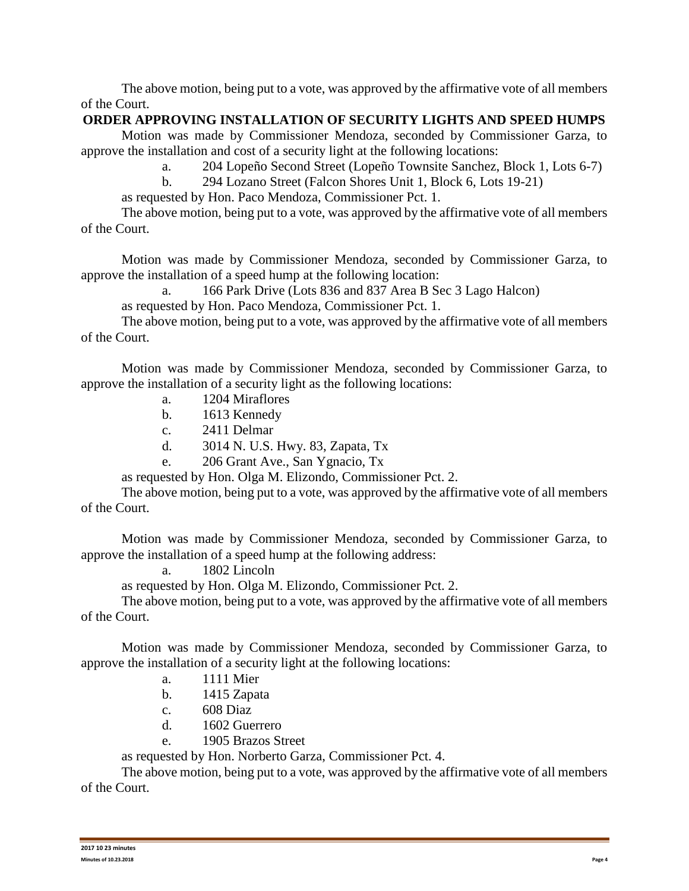The above motion, being put to a vote, was approved by the affirmative vote of all members of the Court.

**ORDER APPROVING INSTALLATION OF SECURITY LIGHTS AND SPEED HUMPS**

Motion was made by Commissioner Mendoza, seconded by Commissioner Garza, to approve the installation and cost of a security light at the following locations:

a. 204 Lopeño Second Street (Lopeño Townsite Sanchez, Block 1, Lots 6-7)
b. 294 Lozano Street (Falcon Shores Unit 1, Block 6, Lots 19-21)

as requested by Hon. Paco Mendoza, Commissioner Pct. 1.

The above motion, being put to a vote, was approved by the affirmative vote of all members of the Court.

Motion was made by Commissioner Mendoza, seconded by Commissioner Garza, to approve the installation of a speed hump at the following location:

a. 166 Park Drive (Lots 836 and 837 Area B Sec 3 Lago Halcon)

as requested by Hon. Paco Mendoza, Commissioner Pct. 1.

The above motion, being put to a vote, was approved by the affirmative vote of all members of the Court.

Motion was made by Commissioner Mendoza, seconded by Commissioner Garza, to approve the installation of a security light as the following locations:

a. 1204 Miraflores
b. 1613 Kennedy
c. 2411 Delmar
d. 3014 N. U.S. Hwy. 83, Zapata, Tx
e. 206 Grant Ave., San Ygnacio, Tx

as requested by Hon. Olga M. Elizondo, Commissioner Pct. 2.

The above motion, being put to a vote, was approved by the affirmative vote of all members of the Court.

Motion was made by Commissioner Mendoza, seconded by Commissioner Garza, to approve the installation of a speed hump at the following address:

a. 1802 Lincoln

as requested by Hon. Olga M. Elizondo, Commissioner Pct. 2.

The above motion, being put to a vote, was approved by the affirmative vote of all members of the Court.

Motion was made by Commissioner Mendoza, seconded by Commissioner Garza, to approve the installation of a security light at the following locations:

a. 1111 Mier
b. 1415 Zapata
c. 608 Diaz
d. 1602 Guerrero
e. 1905 Brazos Street

as requested by Hon. Norberto Garza, Commissioner Pct. 4.

The above motion, being put to a vote, was approved by the affirmative vote of all members of the Court.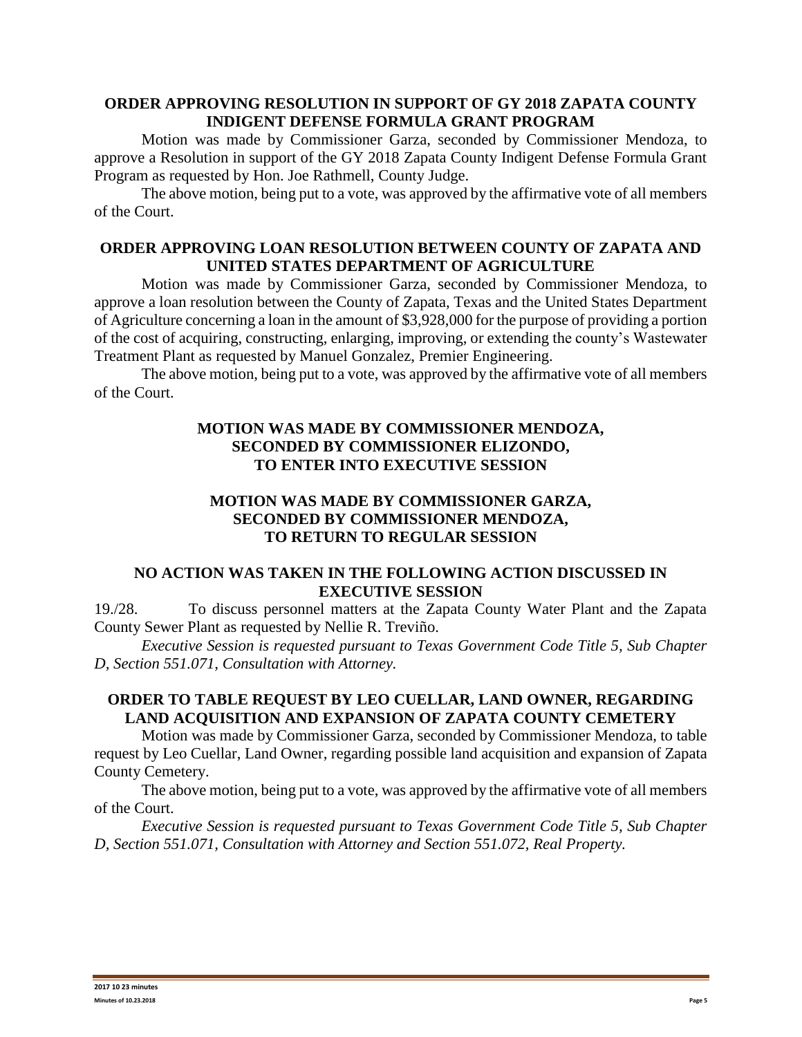## ORDER APPROVING RESOLUTION IN SUPPORT OF GY 2018 ZAPATA COUNTY INDIGENT DEFENSE FORMULA GRANT PROGRAM

Motion was made by Commissioner Garza, seconded by Commissioner Mendoza, to approve a Resolution in support of the GY 2018 Zapata County Indigent Defense Formula Grant Program as requested by Hon. Joe Rathmell, County Judge.

The above motion, being put to a vote, was approved by the affirmative vote of all members of the Court.

## ORDER APPROVING LOAN RESOLUTION BETWEEN COUNTY OF ZAPATA AND UNITED STATES DEPARTMENT OF AGRICULTURE

Motion was made by Commissioner Garza, seconded by Commissioner Mendoza, to approve a loan resolution between the County of Zapata, Texas and the United States Department of Agriculture concerning a loan in the amount of $3,928,000 for the purpose of providing a portion of the cost of acquiring, constructing, enlarging, improving, or extending the county's Wastewater Treatment Plant as requested by Manuel Gonzalez, Premier Engineering.

The above motion, being put to a vote, was approved by the affirmative vote of all members of the Court.

## MOTION WAS MADE BY COMMISSIONER MENDOZA, SECONDED BY COMMISSIONER ELIZONDO, TO ENTER INTO EXECUTIVE SESSION

## MOTION WAS MADE BY COMMISSIONER GARZA, SECONDED BY COMMISSIONER MENDOZA, TO RETURN TO REGULAR SESSION

## NO ACTION WAS TAKEN IN THE FOLLOWING ACTION DISCUSSED IN EXECUTIVE SESSION

19./28. To discuss personnel matters at the Zapata County Water Plant and the Zapata County Sewer Plant as requested by Nellie R. Treviño.

*Executive Session is requested pursuant to Texas Government Code Title 5, Sub Chapter D, Section 551.071, Consultation with Attorney.*

## ORDER TO TABLE REQUEST BY LEO CUELLAR, LAND OWNER, REGARDING LAND ACQUISITION AND EXPANSION OF ZAPATA COUNTY CEMETERY

Motion was made by Commissioner Garza, seconded by Commissioner Mendoza, to table request by Leo Cuellar, Land Owner, regarding possible land acquisition and expansion of Zapata County Cemetery.

The above motion, being put to a vote, was approved by the affirmative vote of all members of the Court.

*Executive Session is requested pursuant to Texas Government Code Title 5, Sub Chapter D, Section 551.071, Consultation with Attorney and Section 551.072, Real Property.*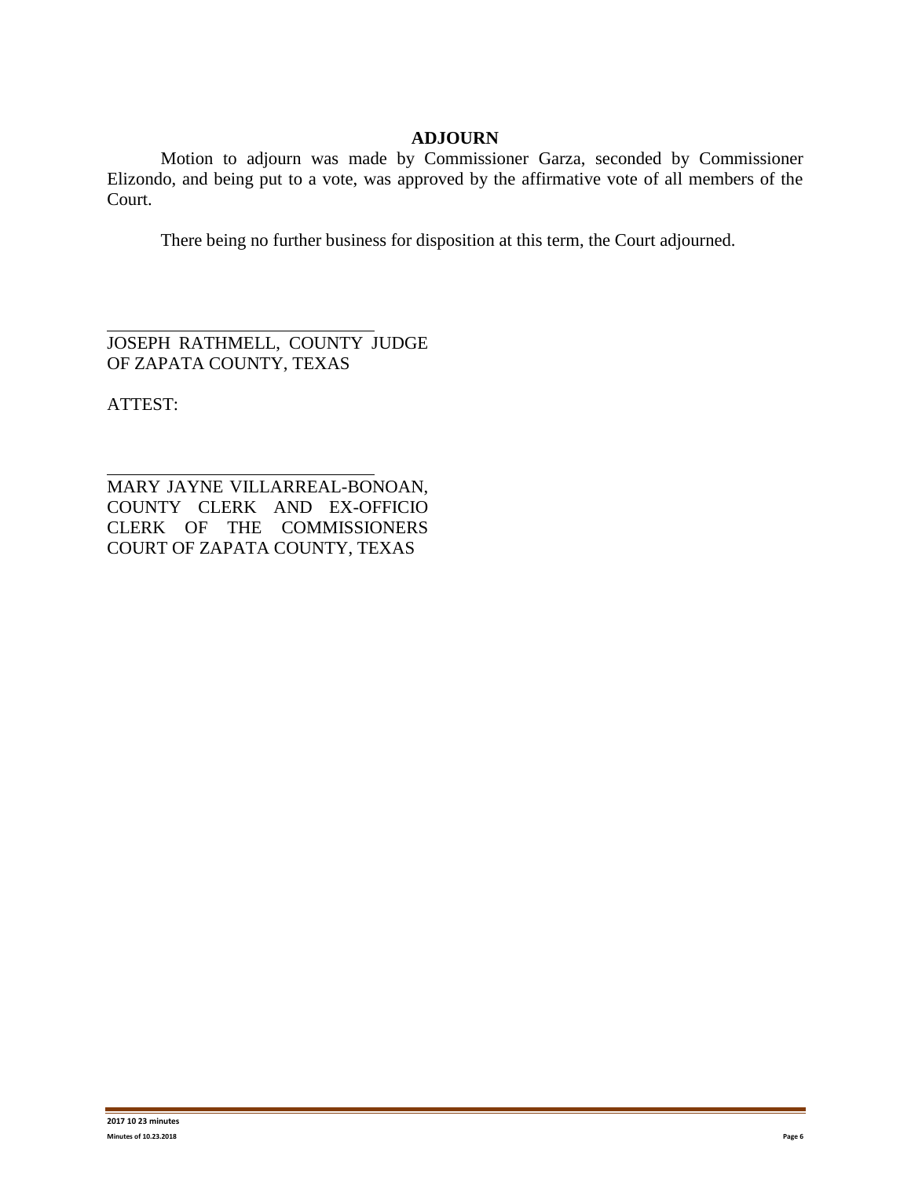## ADJOURN

Motion to adjourn was made by Commissioner Garza, seconded by Commissioner Elizondo, and being put to a vote, was approved by the affirmative vote of all members of the Court.

There being no further business for disposition at this term, the Court adjourned.

\_\_\_\_\_\_\_\_\_\_\_\_\_\_\_\_\_\_\_\_\_\_\_\_\_\_\_\_\_\_

JOSEPH RATHMELL, COUNTY JUDGE
OF ZAPATA COUNTY, TEXAS

ATTEST:

\_\_\_\_\_\_\_\_\_\_\_\_\_\_\_\_\_\_\_\_\_\_\_\_\_\_\_\_\_\_

MARY JAYNE VILLARREAL-BONOAN,
COUNTY CLERK AND EX-OFFICIO
CLERK OF THE COMMISSIONERS
COURT OF ZAPATA COUNTY, TEXAS